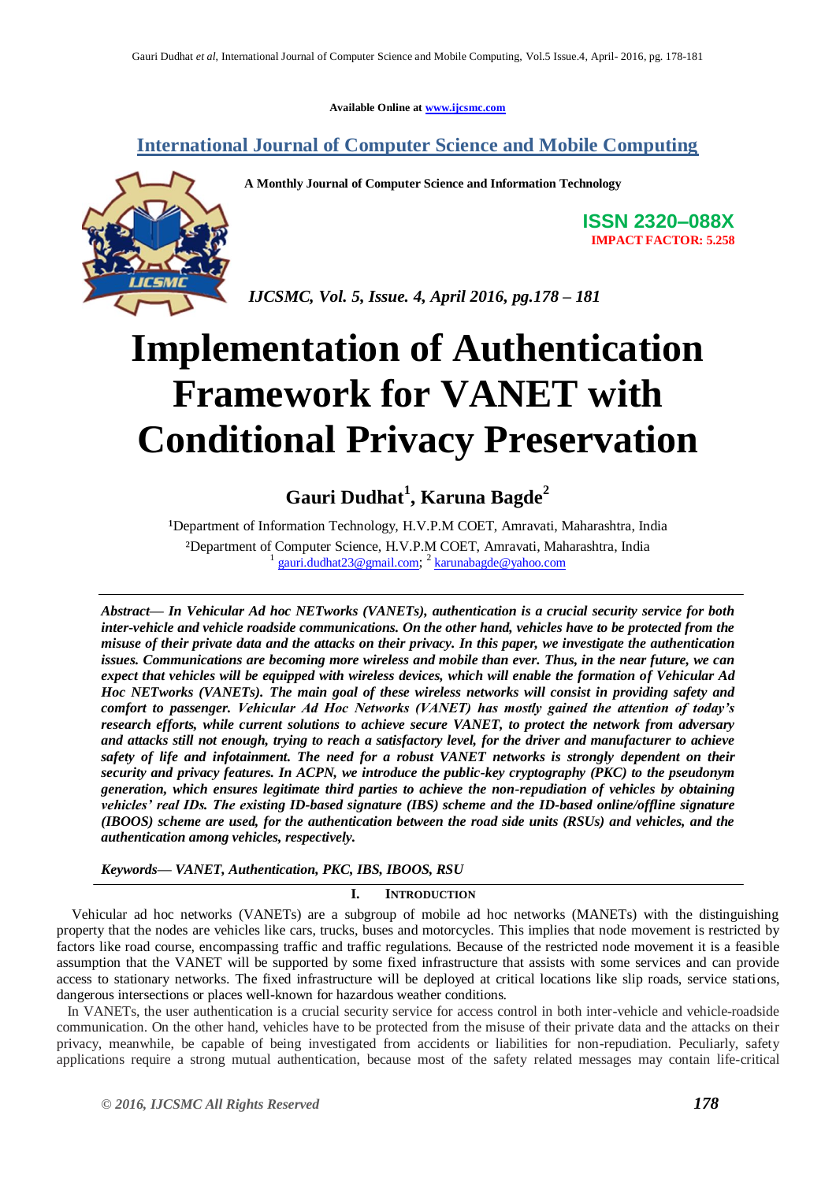Available Online at www.ijcsmc.com

# International Journal of Computer Science and Mobile Computing

**A Monthly Journal of Computer Science and Information Technology**

**ISSN 2320–088X**
**IMPACT FACTOR: 5.258**

*IJCSMC, Vol. 5, Issue. 4, April 2016, pg.178 – 181*

# Implementation of Authentication Framework for VANET with Conditional Privacy Preservation

**Gauri Dudhat[1], Karuna Bagde[2]**

[1]Department of Information Technology, H.V.P.M COET, Amravati, Maharashtra, India
[2]Department of Computer Science, H.V.P.M COET, Amravati, Maharashtra, India
[1] gauri.dudhat23@gmail.com; [2] karunabagde@yahoo.com

***Abstract— In Vehicular Ad hoc NETworks (VANETs), authentication is a crucial security service for both inter-vehicle and vehicle roadside communications. On the other hand, vehicles have to be protected from the misuse of their private data and the attacks on their privacy. In this paper, we investigate the authentication issues. Communications are becoming more wireless and mobile than ever. Thus, in the near future, we can expect that vehicles will be equipped with wireless devices, which will enable the formation of Vehicular Ad Hoc NETworks (VANETs). The main goal of these wireless networks will consist in providing safety and comfort to passenger. Vehicular Ad Hoc Networks (VANET) has mostly gained the attention of today's research efforts, while current solutions to achieve secure VANET, to protect the network from adversary and attacks still not enough, trying to reach a satisfactory level, for the driver and manufacturer to achieve safety of life and infotainment. The need for a robust VANET networks is strongly dependent on their security and privacy features. In ACPN, we introduce the public-key cryptography (PKC) to the pseudonym generation, which ensures legitimate third parties to achieve the non-repudiation of vehicles by obtaining vehicles' real IDs. The existing ID-based signature (IBS) scheme and the ID-based online/offline signature (IBOOS) scheme are used, for the authentication between the road side units (RSUs) and vehicles, and the authentication among vehicles, respectively.***

***Keywords— VANET, Authentication, PKC, IBS, IBOOS, RSU***

## I. Introduction

Vehicular ad hoc networks (VANETs) are a subgroup of mobile ad hoc networks (MANETs) with the distinguishing property that the nodes are vehicles like cars, trucks, buses and motorcycles. This implies that node movement is restricted by factors like road course, encompassing traffic and traffic regulations. Because of the restricted node movement it is a feasible assumption that the VANET will be supported by some fixed infrastructure that assists with some services and can provide access to stationary networks. The fixed infrastructure will be deployed at critical locations like slip roads, service stations, dangerous intersections or places well-known for hazardous weather conditions.

In VANETs, the user authentication is a crucial security service for access control in both inter-vehicle and vehicle-roadside communication. On the other hand, vehicles have to be protected from the misuse of their private data and the attacks on their privacy, meanwhile, be capable of being investigated from accidents or liabilities for non-repudiation. Peculiarly, safety applications require a strong mutual authentication, because most of the safety related messages may contain life-critical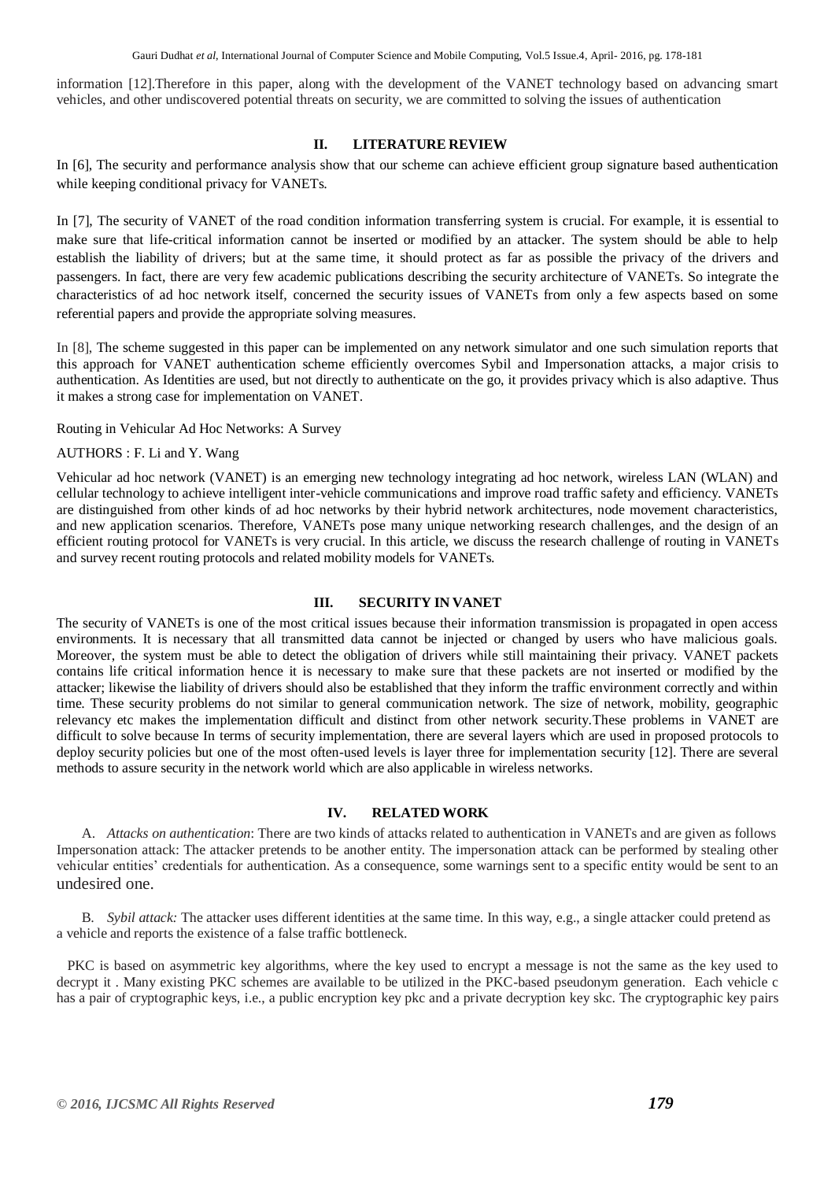information [12].Therefore in this paper, along with the development of the VANET technology based on advancing smart vehicles, and other undiscovered potential threats on security, we are committed to solving the issues of authentication

## II. LITERATURE REVIEW

In [6], The security and performance analysis show that our scheme can achieve efficient group signature based authentication while keeping conditional privacy for VANETs.

In [7], The security of VANET of the road condition information transferring system is crucial. For example, it is essential to make sure that life-critical information cannot be inserted or modified by an attacker. The system should be able to help establish the liability of drivers; but at the same time, it should protect as far as possible the privacy of the drivers and passengers. In fact, there are very few academic publications describing the security architecture of VANETs. So integrate the characteristics of ad hoc network itself, concerned the security issues of VANETs from only a few aspects based on some referential papers and provide the appropriate solving measures.

In [8], The scheme suggested in this paper can be implemented on any network simulator and one such simulation reports that this approach for VANET authentication scheme efficiently overcomes Sybil and Impersonation attacks, a major crisis to authentication. As Identities are used, but not directly to authenticate on the go, it provides privacy which is also adaptive. Thus it makes a strong case for implementation on VANET.

Routing in Vehicular Ad Hoc Networks: A Survey

AUTHORS : F. Li and Y. Wang

Vehicular ad hoc network (VANET) is an emerging new technology integrating ad hoc network, wireless LAN (WLAN) and cellular technology to achieve intelligent inter-vehicle communications and improve road traffic safety and efficiency. VANETs are distinguished from other kinds of ad hoc networks by their hybrid network architectures, node movement characteristics, and new application scenarios. Therefore, VANETs pose many unique networking research challenges, and the design of an efficient routing protocol for VANETs is very crucial. In this article, we discuss the research challenge of routing in VANETs and survey recent routing protocols and related mobility models for VANETs.

## III. SECURITY IN VANET

The security of VANETs is one of the most critical issues because their information transmission is propagated in open access environments. It is necessary that all transmitted data cannot be injected or changed by users who have malicious goals. Moreover, the system must be able to detect the obligation of drivers while still maintaining their privacy. VANET packets contains life critical information hence it is necessary to make sure that these packets are not inserted or modified by the attacker; likewise the liability of drivers should also be established that they inform the traffic environment correctly and within time. These security problems do not similar to general communication network. The size of network, mobility, geographic relevancy etc makes the implementation difficult and distinct from other network security.These problems in VANET are difficult to solve because In terms of security implementation, there are several layers which are used in proposed protocols to deploy security policies but one of the most often-used levels is layer three for implementation security [12]. There are several methods to assure security in the network world which are also applicable in wireless networks.

## IV. RELATED WORK

A. *Attacks on authentication*: There are two kinds of attacks related to authentication in VANETs and are given as follows Impersonation attack: The attacker pretends to be another entity. The impersonation attack can be performed by stealing other vehicular entities' credentials for authentication. As a consequence, some warnings sent to a specific entity would be sent to an undesired one.

B. *Sybil attack:* The attacker uses different identities at the same time. In this way, e.g., a single attacker could pretend as a vehicle and reports the existence of a false traffic bottleneck.

PKC is based on asymmetric key algorithms, where the key used to encrypt a message is not the same as the key used to decrypt it . Many existing PKC schemes are available to be utilized in the PKC-based pseudonym generation. Each vehicle c has a pair of cryptographic keys, i.e., a public encryption key pkc and a private decryption key skc. The cryptographic key pairs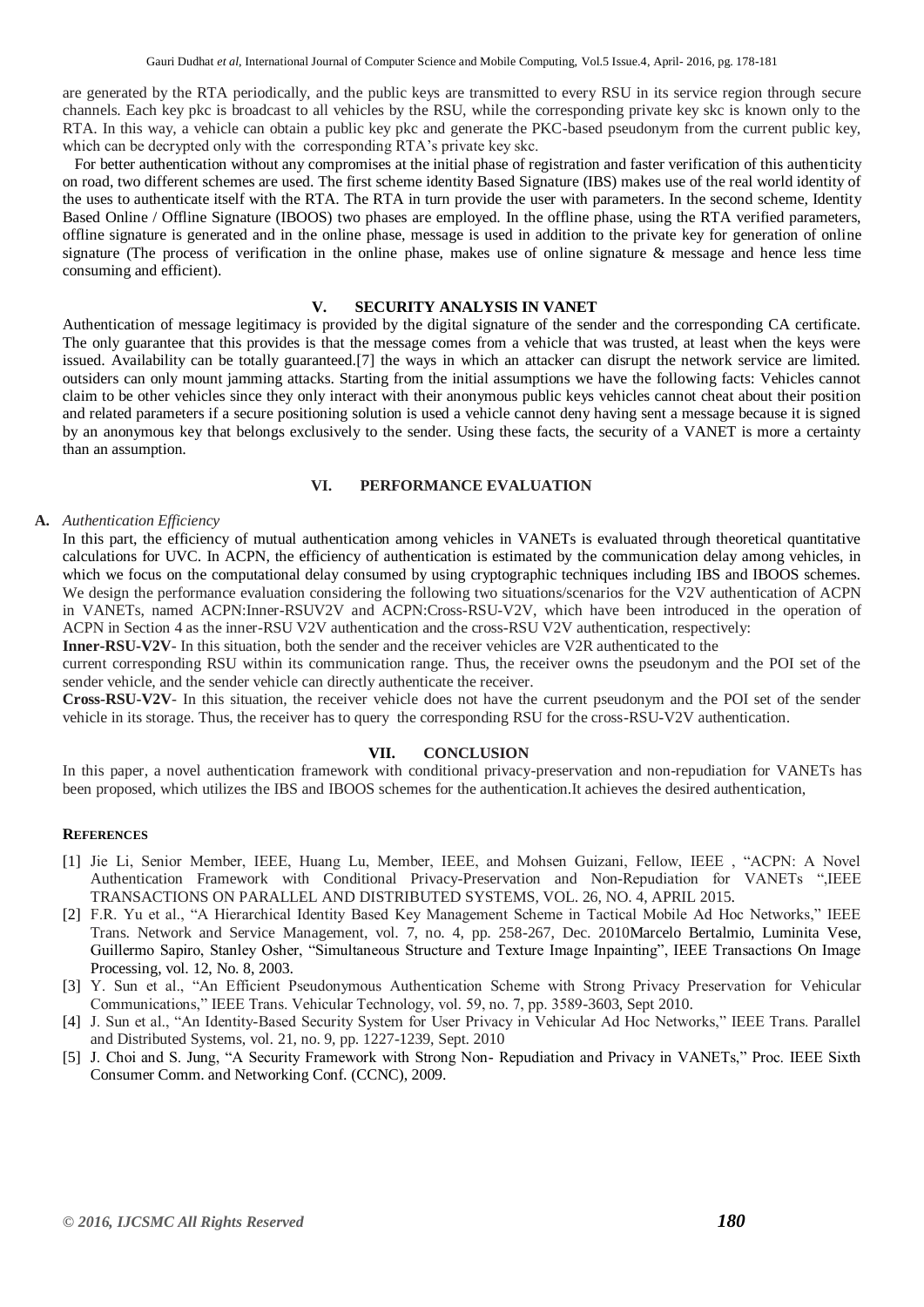are generated by the RTA periodically, and the public keys are transmitted to every RSU in its service region through secure channels. Each key pkc is broadcast to all vehicles by the RSU, while the corresponding private key skc is known only to the RTA. In this way, a vehicle can obtain a public key pkc and generate the PKC-based pseudonym from the current public key, which can be decrypted only with the corresponding RTA's private key skc.

For better authentication without any compromises at the initial phase of registration and faster verification of this authenticity on road, two different schemes are used. The first scheme identity Based Signature (IBS) makes use of the real world identity of the uses to authenticate itself with the RTA. The RTA in turn provide the user with parameters. In the second scheme, Identity Based Online / Offline Signature (IBOOS) two phases are employed. In the offline phase, using the RTA verified parameters, offline signature is generated and in the online phase, message is used in addition to the private key for generation of online signature (The process of verification in the online phase, makes use of online signature & message and hence less time consuming and efficient).

## V. SECURITY ANALYSIS IN VANET

Authentication of message legitimacy is provided by the digital signature of the sender and the corresponding CA certificate. The only guarantee that this provides is that the message comes from a vehicle that was trusted, at least when the keys were issued. Availability can be totally guaranteed.[7] the ways in which an attacker can disrupt the network service are limited. outsiders can only mount jamming attacks. Starting from the initial assumptions we have the following facts: Vehicles cannot claim to be other vehicles since they only interact with their anonymous public keys vehicles cannot cheat about their position and related parameters if a secure positioning solution is used a vehicle cannot deny having sent a message because it is signed by an anonymous key that belongs exclusively to the sender. Using these facts, the security of a VANET is more a certainty than an assumption.

## VI. PERFORMANCE EVALUATION

### A. *Authentication Efficiency*

In this part, the efficiency of mutual authentication among vehicles in VANETs is evaluated through theoretical quantitative calculations for UVC. In ACPN, the efficiency of authentication is estimated by the communication delay among vehicles, in which we focus on the computational delay consumed by using cryptographic techniques including IBS and IBOOS schemes. We design the performance evaluation considering the following two situations/scenarios for the V2V authentication of ACPN in VANETs, named ACPN:Inner-RSUV2V and ACPN:Cross-RSU-V2V, which have been introduced in the operation of ACPN in Section 4 as the inner-RSU V2V authentication and the cross-RSU V2V authentication, respectively:

**Inner-RSU-V2V**- In this situation, both the sender and the receiver vehicles are V2R authenticated to the current corresponding RSU within its communication range. Thus, the receiver owns the pseudonym and the POI set of the sender vehicle, and the sender vehicle can directly authenticate the receiver.

**Cross-RSU-V2V**- In this situation, the receiver vehicle does not have the current pseudonym and the POI set of the sender vehicle in its storage. Thus, the receiver has to query the corresponding RSU for the cross-RSU-V2V authentication.

## VII. CONCLUSION

In this paper, a novel authentication framework with conditional privacy-preservation and non-repudiation for VANETs has been proposed, which utilizes the IBS and IBOOS schemes for the authentication.It achieves the desired authentication,

## REFERENCES

[1] Jie Li, Senior Member, IEEE, Huang Lu, Member, IEEE, and Mohsen Guizani, Fellow, IEEE , "ACPN: A Novel Authentication Framework with Conditional Privacy-Preservation and Non-Repudiation for VANETs ",IEEE TRANSACTIONS ON PARALLEL AND DISTRIBUTED SYSTEMS, VOL. 26, NO. 4, APRIL 2015.

[2] F.R. Yu et al., "A Hierarchical Identity Based Key Management Scheme in Tactical Mobile Ad Hoc Networks," IEEE Trans. Network and Service Management, vol. 7, no. 4, pp. 258-267, Dec. 2010Marcelo Bertalmio, Luminita Vese, Guillermo Sapiro, Stanley Osher, "Simultaneous Structure and Texture Image Inpainting", IEEE Transactions On Image Processing, vol. 12, No. 8, 2003.

[3] Y. Sun et al., "An Efficient Pseudonymous Authentication Scheme with Strong Privacy Preservation for Vehicular Communications," IEEE Trans. Vehicular Technology, vol. 59, no. 7, pp. 3589-3603, Sept 2010.

[4] J. Sun et al., "An Identity-Based Security System for User Privacy in Vehicular Ad Hoc Networks," IEEE Trans. Parallel and Distributed Systems, vol. 21, no. 9, pp. 1227-1239, Sept. 2010

[5] J. Choi and S. Jung, "A Security Framework with Strong Non- Repudiation and Privacy in VANETs," Proc. IEEE Sixth Consumer Comm. and Networking Conf. (CCNC), 2009.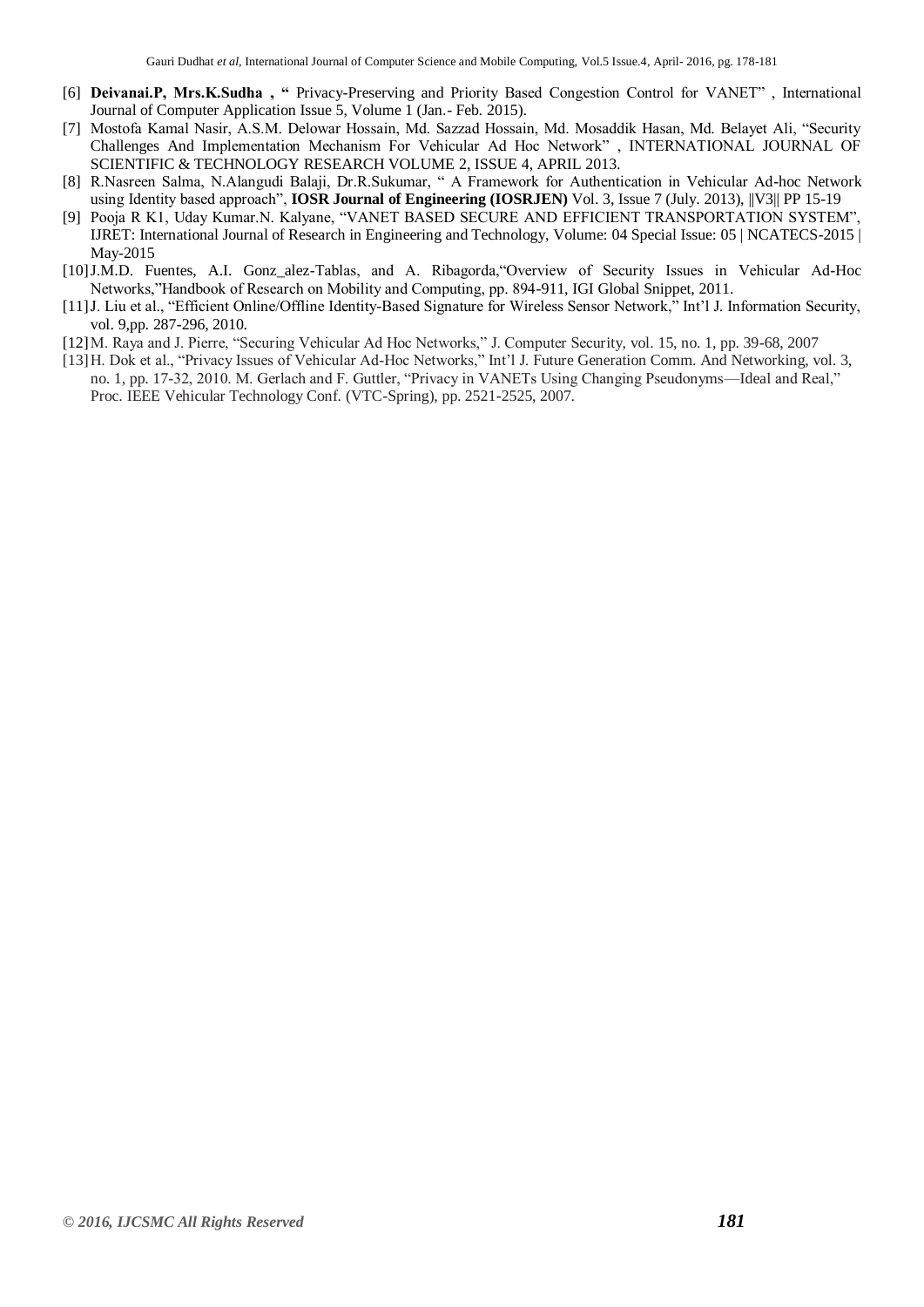[6] **Deivanai.P, Mrs.K.Sudha , "** Privacy-Preserving and Priority Based Congestion Control for VANET" , International Journal of Computer Application Issue 5, Volume 1 (Jan.- Feb. 2015).

[7] Mostofa Kamal Nasir, A.S.M. Delowar Hossain, Md. Sazzad Hossain, Md. Mosaddik Hasan, Md. Belayet Ali, "Security Challenges And Implementation Mechanism For Vehicular Ad Hoc Network" , INTERNATIONAL JOURNAL OF SCIENTIFIC & TECHNOLOGY RESEARCH VOLUME 2, ISSUE 4, APRIL 2013.

[8] R.Nasreen Salma, N.Alangudi Balaji, Dr.R.Sukumar, " A Framework for Authentication in Vehicular Ad-hoc Network using Identity based approach", **IOSR Journal of Engineering (IOSRJEN)** Vol. 3, Issue 7 (July. 2013), ||V3|| PP 15-19

[9] Pooja R K1, Uday Kumar.N. Kalyane, "VANET BASED SECURE AND EFFICIENT TRANSPORTATION SYSTEM", IJRET: International Journal of Research in Engineering and Technology, Volume: 04 Special Issue: 05 | NCATECS-2015 | May-2015

[10] J.M.D. Fuentes, A.I. Gonz_alez-Tablas, and A. Ribagorda,"Overview of Security Issues in Vehicular Ad-Hoc Networks,"Handbook of Research on Mobility and Computing, pp. 894-911, IGI Global Snippet, 2011.

[11] J. Liu et al., "Efficient Online/Offline Identity-Based Signature for Wireless Sensor Network," Int'l J. Information Security, vol. 9,pp. 287-296, 2010.

[12] M. Raya and J. Pierre, "Securing Vehicular Ad Hoc Networks," J. Computer Security, vol. 15, no. 1, pp. 39-68, 2007

[13] H. Dok et al., "Privacy Issues of Vehicular Ad-Hoc Networks," Int'l J. Future Generation Comm. And Networking, vol. 3, no. 1, pp. 17-32, 2010. M. Gerlach and F. Guttler, "Privacy in VANETs Using Changing Pseudonyms—Ideal and Real," Proc. IEEE Vehicular Technology Conf. (VTC-Spring), pp. 2521-2525, 2007.